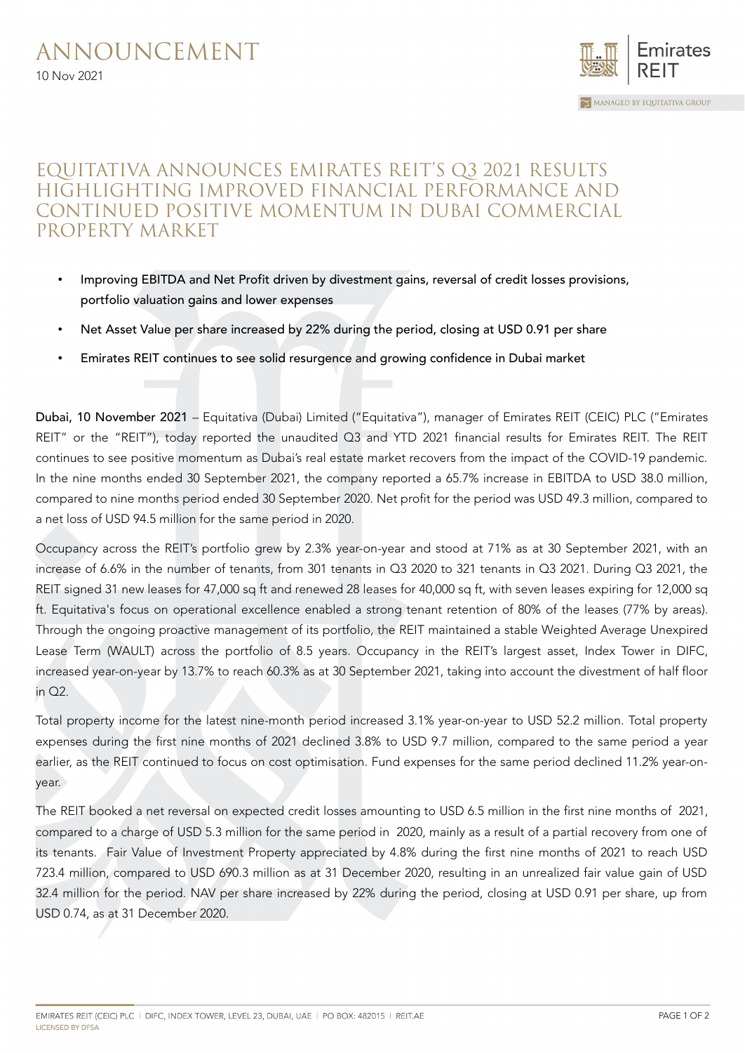# ANNOUNCEMENT

10 Nov 2021

## EQUITATIVA ANNOUNCES EMIRATES REIT'S Q3 2021 RESULTS HIGHLIGHTING IMPROVED FINANCIAL PERFORMANCE AND CONTINUED POSITIVE MOMENTUM IN DUBAI COMMERCIAL PROPERTY MARKET

- Improving EBITDA and Net Profit driven by divestment gains, reversal of credit losses provisions, portfolio valuation gains and lower expenses
- Net Asset Value per share increased by 22% during the period, closing at USD 0.91 per share
- Emirates REIT continues to see solid resurgence and growing confidence in Dubai market

**Dubai, 10 November 2021** – Equitativa (Dubai) Limited ("Equitativa"), manager of Emirates REIT (CEIC) PLC ("Emirates REIT" or the "REIT"), today reported the unaudited Q3 and YTD 2021 financial results for Emirates REIT. The REIT continues to see positive momentum as Dubai's real estate market recovers from the impact of the COVID-19 pandemic. In the nine months ended 30 September 2021, the company reported a 65.7% increase in EBITDA to USD 38.0 million, compared to nine months period ended 30 September 2020. Net profit for the period was USD 49.3 million, compared to a net loss of USD 94.5 million for the same period in 2020.

Occupancy across the REIT's portfolio grew by 2.3% year-on-year and stood at 71% as at 30 September 2021, with an increase of 6.6% in the number of tenants, from 301 tenants in Q3 2020 to 321 tenants in Q3 2021. During Q3 2021, the REIT signed 31 new leases for 47,000 sq ft and renewed 28 leases for 40,000 sq ft, with seven leases expiring for 12,000 sq ft. Equitativa's focus on operational excellence enabled a strong tenant retention of 80% of the leases (77% by areas). Through the ongoing proactive management of its portfolio, the REIT maintained a stable Weighted Average Unexpired Lease Term (WAULT) across the portfolio of 8.5 years. Occupancy in the REIT's largest asset, Index Tower in DIFC, increased year-on-year by 13.7% to reach 60.3% as at 30 September 2021, taking into account the divestment of half floor in Q2.

Total property income for the latest nine-month period increased 3.1% year-on-year to USD 52.2 million. Total property expenses during the first nine months of 2021 declined 3.8% to USD 9.7 million, compared to the same period a year earlier, as the REIT continued to focus on cost optimisation. Fund expenses for the same period declined 11.2% year-on-year.

The REIT booked a net reversal on expected credit losses amounting to USD 6.5 million in the first nine months of 2021, compared to a charge of USD 5.3 million for the same period in 2020, mainly as a result of a partial recovery from one of its tenants. Fair Value of Investment Property appreciated by 4.8% during the first nine months of 2021 to reach USD 723.4 million, compared to USD 690.3 million as at 31 December 2020, resulting in an unrealized fair value gain of USD 32.4 million for the period. NAV per share increased by 22% during the period, closing at USD 0.91 per share, up from USD 0.74, as at 31 December 2020.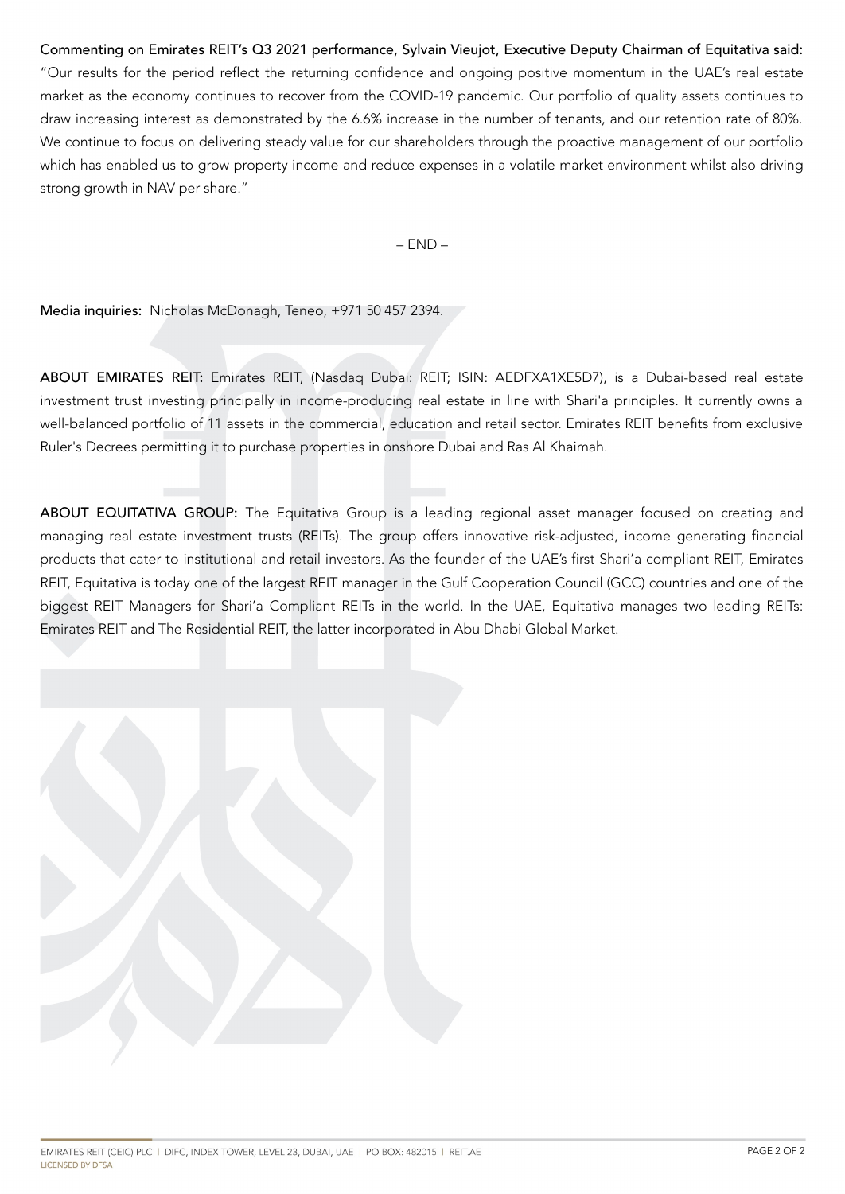**Commenting on Emirates REIT's Q3 2021 performance, Sylvain Vieujot, Executive Deputy Chairman of Equitativa said:** "Our results for the period reflect the returning confidence and ongoing positive momentum in the UAE's real estate market as the economy continues to recover from the COVID-19 pandemic. Our portfolio of quality assets continues to draw increasing interest as demonstrated by the 6.6% increase in the number of tenants, and our retention rate of 80%. We continue to focus on delivering steady value for our shareholders through the proactive management of our portfolio which has enabled us to grow property income and reduce expenses in a volatile market environment whilst also driving strong growth in NAV per share."

– END –

**Media inquiries:** Nicholas McDonagh, Teneo, +971 50 457 2394.

**ABOUT EMIRATES REIT:** Emirates REIT, (Nasdaq Dubai: REIT; ISIN: AEDFXA1XE5D7), is a Dubai-based real estate investment trust investing principally in income-producing real estate in line with Shari'a principles. It currently owns a well-balanced portfolio of 11 assets in the commercial, education and retail sector. Emirates REIT benefits from exclusive Ruler's Decrees permitting it to purchase properties in onshore Dubai and Ras Al Khaimah.

**ABOUT EQUITATIVA GROUP:** The Equitativa Group is a leading regional asset manager focused on creating and managing real estate investment trusts (REITs). The group offers innovative risk-adjusted, income generating financial products that cater to institutional and retail investors. As the founder of the UAE's first Shari'a compliant REIT, Emirates REIT, Equitativa is today one of the largest REIT manager in the Gulf Cooperation Council (GCC) countries and one of the biggest REIT Managers for Shari'a Compliant REITs in the world. In the UAE, Equitativa manages two leading REITs: Emirates REIT and The Residential REIT, the latter incorporated in Abu Dhabi Global Market.